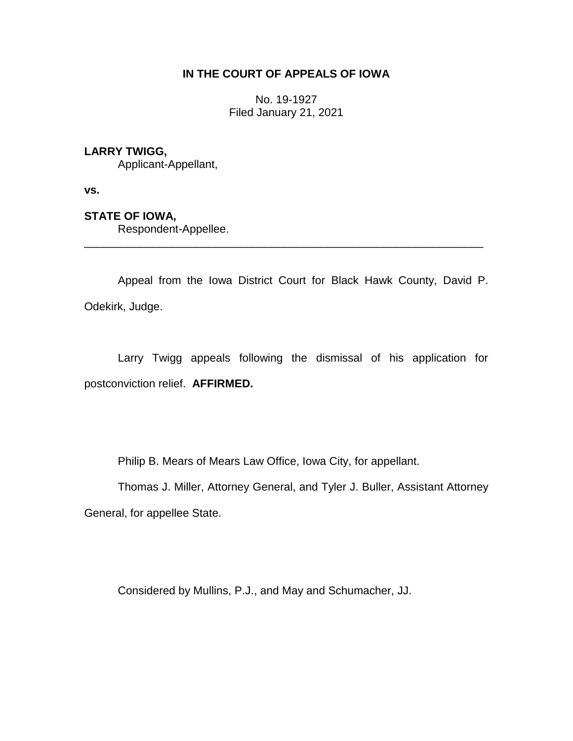**IN THE COURT OF APPEALS OF IOWA**

No. 19-1927
Filed January 21, 2021

**LARRY TWIGG,**
Applicant-Appellant,

**vs.**

**STATE OF IOWA,**
Respondent-Appellee.

---

Appeal from the Iowa District Court for Black Hawk County, David P. Odekirk, Judge.

Larry Twigg appeals following the dismissal of his application for postconviction relief. **AFFIRMED.**

Philip B. Mears of Mears Law Office, Iowa City, for appellant.

Thomas J. Miller, Attorney General, and Tyler J. Buller, Assistant Attorney General, for appellee State.

Considered by Mullins, P.J., and May and Schumacher, JJ.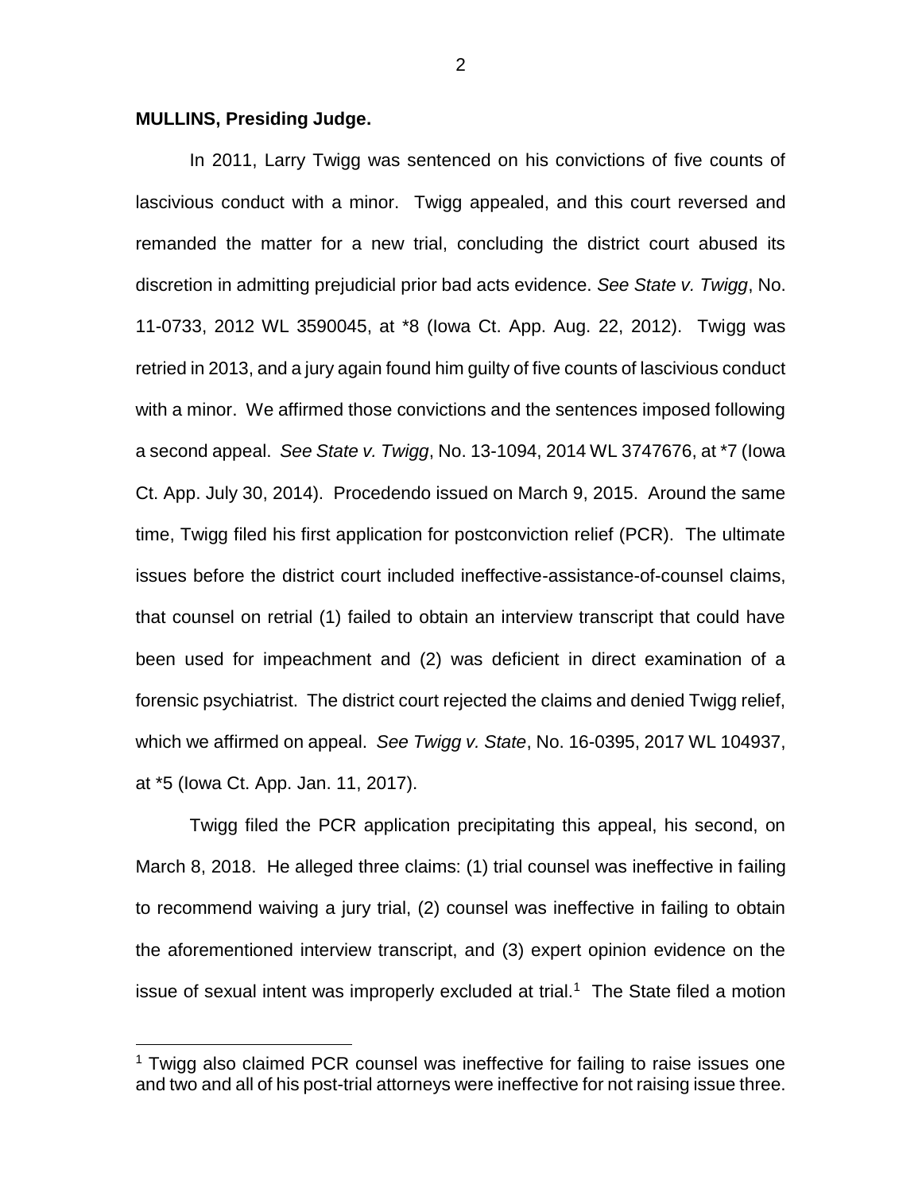**MULLINS, Presiding Judge.**

In 2011, Larry Twigg was sentenced on his convictions of five counts of lascivious conduct with a minor. Twigg appealed, and this court reversed and remanded the matter for a new trial, concluding the district court abused its discretion in admitting prejudicial prior bad acts evidence. *See State v. Twigg*, No. 11-0733, 2012 WL 3590045, at *8 (Iowa Ct. App. Aug. 22, 2012). Twigg was retried in 2013, and a jury again found him guilty of five counts of lascivious conduct with a minor. We affirmed those convictions and the sentences imposed following a second appeal. *See State v. Twigg*, No. 13-1094, 2014 WL 3747676, at *7 (Iowa Ct. App. July 30, 2014). Procedendo issued on March 9, 2015. Around the same time, Twigg filed his first application for postconviction relief (PCR). The ultimate issues before the district court included ineffective-assistance-of-counsel claims, that counsel on retrial (1) failed to obtain an interview transcript that could have been used for impeachment and (2) was deficient in direct examination of a forensic psychiatrist. The district court rejected the claims and denied Twigg relief, which we affirmed on appeal. *See Twigg v. State*, No. 16-0395, 2017 WL 104937, at *5 (Iowa Ct. App. Jan. 11, 2017).

Twigg filed the PCR application precipitating this appeal, his second, on March 8, 2018. He alleged three claims: (1) trial counsel was ineffective in failing to recommend waiving a jury trial, (2) counsel was ineffective in failing to obtain the aforementioned interview transcript, and (3) expert opinion evidence on the issue of sexual intent was improperly excluded at trial.[1] The State filed a motion

[1] Twigg also claimed PCR counsel was ineffective for failing to raise issues one and two and all of his post-trial attorneys were ineffective for not raising issue three.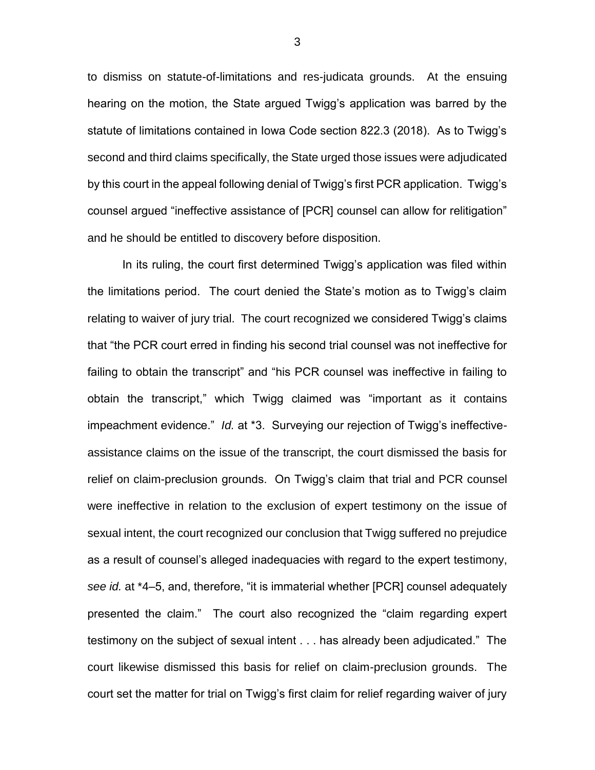to dismiss on statute-of-limitations and res-judicata grounds. At the ensuing hearing on the motion, the State argued Twigg's application was barred by the statute of limitations contained in Iowa Code section 822.3 (2018). As to Twigg's second and third claims specifically, the State urged those issues were adjudicated by this court in the appeal following denial of Twigg's first PCR application. Twigg's counsel argued "ineffective assistance of [PCR] counsel can allow for relitigation" and he should be entitled to discovery before disposition.

In its ruling, the court first determined Twigg's application was filed within the limitations period. The court denied the State's motion as to Twigg's claim relating to waiver of jury trial. The court recognized we considered Twigg's claims that "the PCR court erred in finding his second trial counsel was not ineffective for failing to obtain the transcript" and "his PCR counsel was ineffective in failing to obtain the transcript," which Twigg claimed was "important as it contains impeachment evidence." *Id.* at \*3. Surveying our rejection of Twigg's ineffective-assistance claims on the issue of the transcript, the court dismissed the basis for relief on claim-preclusion grounds. On Twigg's claim that trial and PCR counsel were ineffective in relation to the exclusion of expert testimony on the issue of sexual intent, the court recognized our conclusion that Twigg suffered no prejudice as a result of counsel's alleged inadequacies with regard to the expert testimony, *see id.* at \*4–5, and, therefore, "it is immaterial whether [PCR] counsel adequately presented the claim." The court also recognized the "claim regarding expert testimony on the subject of sexual intent . . . has already been adjudicated." The court likewise dismissed this basis for relief on claim-preclusion grounds. The court set the matter for trial on Twigg's first claim for relief regarding waiver of jury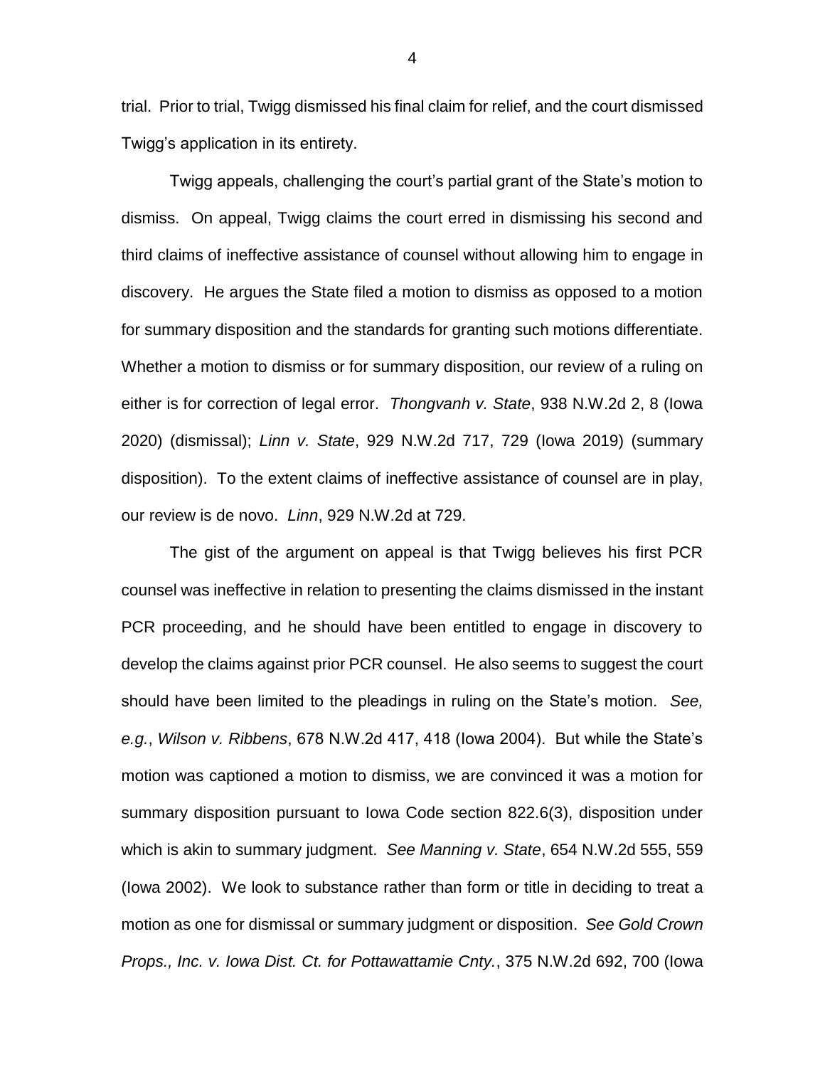trial. Prior to trial, Twigg dismissed his final claim for relief, and the court dismissed Twigg's application in its entirety.

Twigg appeals, challenging the court's partial grant of the State's motion to dismiss. On appeal, Twigg claims the court erred in dismissing his second and third claims of ineffective assistance of counsel without allowing him to engage in discovery. He argues the State filed a motion to dismiss as opposed to a motion for summary disposition and the standards for granting such motions differentiate. Whether a motion to dismiss or for summary disposition, our review of a ruling on either is for correction of legal error. *Thongvanh v. State*, 938 N.W.2d 2, 8 (Iowa 2020) (dismissal); *Linn v. State*, 929 N.W.2d 717, 729 (Iowa 2019) (summary disposition). To the extent claims of ineffective assistance of counsel are in play, our review is de novo. *Linn*, 929 N.W.2d at 729.

The gist of the argument on appeal is that Twigg believes his first PCR counsel was ineffective in relation to presenting the claims dismissed in the instant PCR proceeding, and he should have been entitled to engage in discovery to develop the claims against prior PCR counsel. He also seems to suggest the court should have been limited to the pleadings in ruling on the State's motion. *See, e.g.*, *Wilson v. Ribbens*, 678 N.W.2d 417, 418 (Iowa 2004). But while the State's motion was captioned a motion to dismiss, we are convinced it was a motion for summary disposition pursuant to Iowa Code section 822.6(3), disposition under which is akin to summary judgment. *See Manning v. State*, 654 N.W.2d 555, 559 (Iowa 2002). We look to substance rather than form or title in deciding to treat a motion as one for dismissal or summary judgment or disposition. *See Gold Crown Props., Inc. v. Iowa Dist. Ct. for Pottawattamie Cnty.*, 375 N.W.2d 692, 700 (Iowa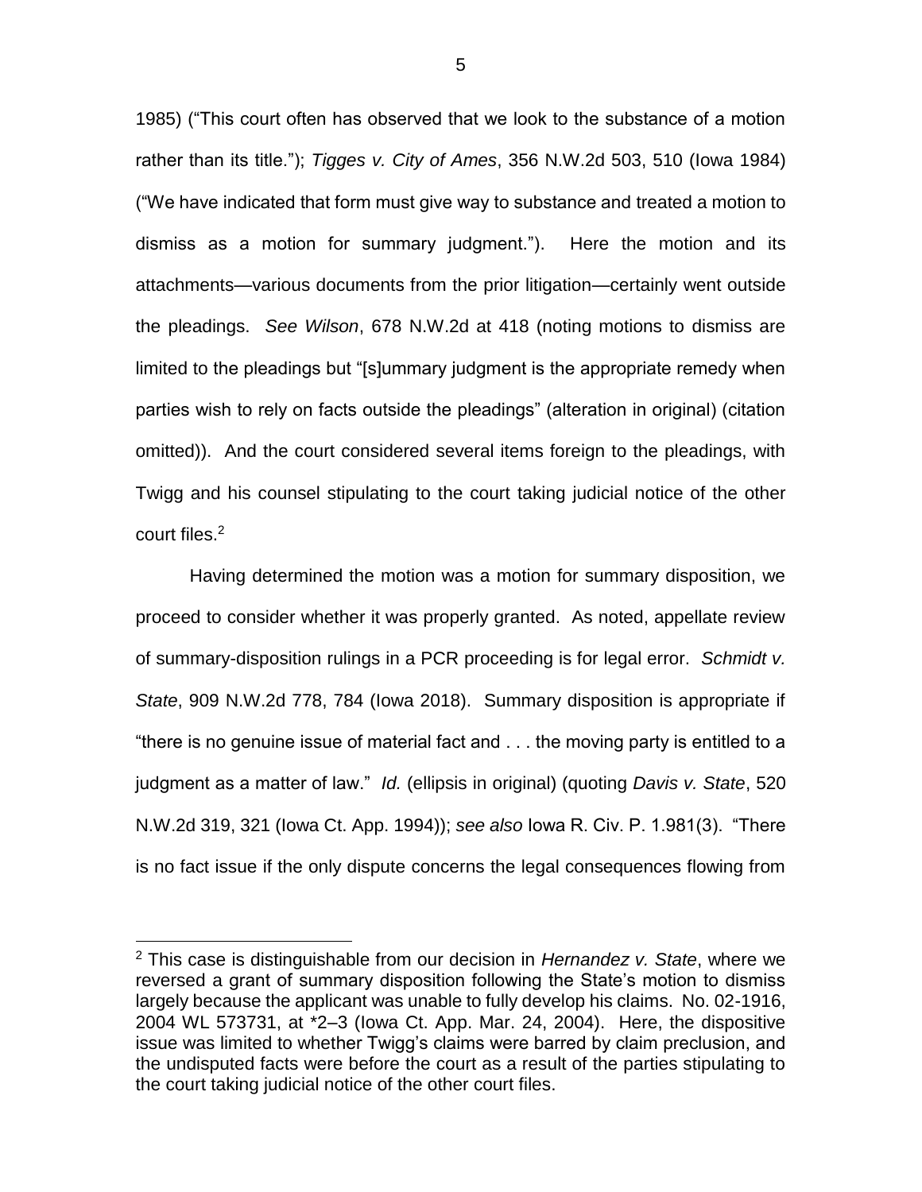1985) ("This court often has observed that we look to the substance of a motion rather than its title."); *Tigges v. City of Ames*, 356 N.W.2d 503, 510 (Iowa 1984) ("We have indicated that form must give way to substance and treated a motion to dismiss as a motion for summary judgment."). Here the motion and its attachments—various documents from the prior litigation—certainly went outside the pleadings. *See Wilson*, 678 N.W.2d at 418 (noting motions to dismiss are limited to the pleadings but "[s]ummary judgment is the appropriate remedy when parties wish to rely on facts outside the pleadings" (alteration in original) (citation omitted)). And the court considered several items foreign to the pleadings, with Twigg and his counsel stipulating to the court taking judicial notice of the other court files.[2]

Having determined the motion was a motion for summary disposition, we proceed to consider whether it was properly granted. As noted, appellate review of summary-disposition rulings in a PCR proceeding is for legal error. *Schmidt v. State*, 909 N.W.2d 778, 784 (Iowa 2018). Summary disposition is appropriate if "there is no genuine issue of material fact and . . . the moving party is entitled to a judgment as a matter of law." *Id.* (ellipsis in original) (quoting *Davis v. State*, 520 N.W.2d 319, 321 (Iowa Ct. App. 1994)); *see also* Iowa R. Civ. P. 1.981(3). "There is no fact issue if the only dispute concerns the legal consequences flowing from

---

[2] This case is distinguishable from our decision in *Hernandez v. State*, where we reversed a grant of summary disposition following the State's motion to dismiss largely because the applicant was unable to fully develop his claims. No. 02-1916, 2004 WL 573731, at *2–3 (Iowa Ct. App. Mar. 24, 2004). Here, the dispositive issue was limited to whether Twigg's claims were barred by claim preclusion, and the undisputed facts were before the court as a result of the parties stipulating to the court taking judicial notice of the other court files.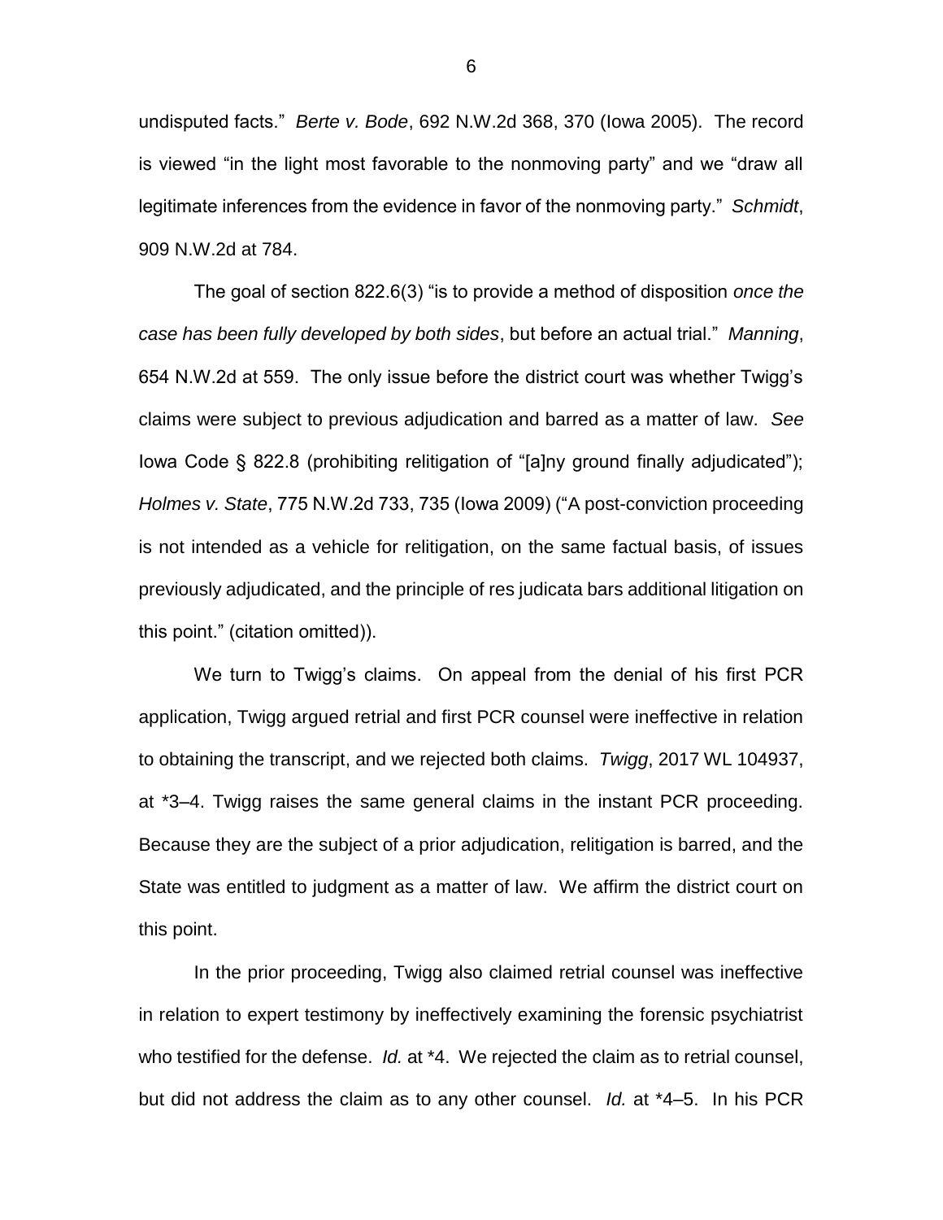undisputed facts." *Berte v. Bode*, 692 N.W.2d 368, 370 (Iowa 2005). The record is viewed "in the light most favorable to the nonmoving party" and we "draw all legitimate inferences from the evidence in favor of the nonmoving party." *Schmidt*, 909 N.W.2d at 784.

The goal of section 822.6(3) "is to provide a method of disposition *once the case has been fully developed by both sides*, but before an actual trial." *Manning*, 654 N.W.2d at 559. The only issue before the district court was whether Twigg's claims were subject to previous adjudication and barred as a matter of law. *See* Iowa Code § 822.8 (prohibiting relitigation of "[a]ny ground finally adjudicated"); *Holmes v. State*, 775 N.W.2d 733, 735 (Iowa 2009) ("A post-conviction proceeding is not intended as a vehicle for relitigation, on the same factual basis, of issues previously adjudicated, and the principle of res judicata bars additional litigation on this point." (citation omitted)).

We turn to Twigg's claims. On appeal from the denial of his first PCR application, Twigg argued retrial and first PCR counsel were ineffective in relation to obtaining the transcript, and we rejected both claims. *Twigg*, 2017 WL 104937, at *3–4. Twigg raises the same general claims in the instant PCR proceeding. Because they are the subject of a prior adjudication, relitigation is barred, and the State was entitled to judgment as a matter of law. We affirm the district court on this point.

In the prior proceeding, Twigg also claimed retrial counsel was ineffective in relation to expert testimony by ineffectively examining the forensic psychiatrist who testified for the defense. *Id.* at *4. We rejected the claim as to retrial counsel, but did not address the claim as to any other counsel. *Id.* at *4–5. In his PCR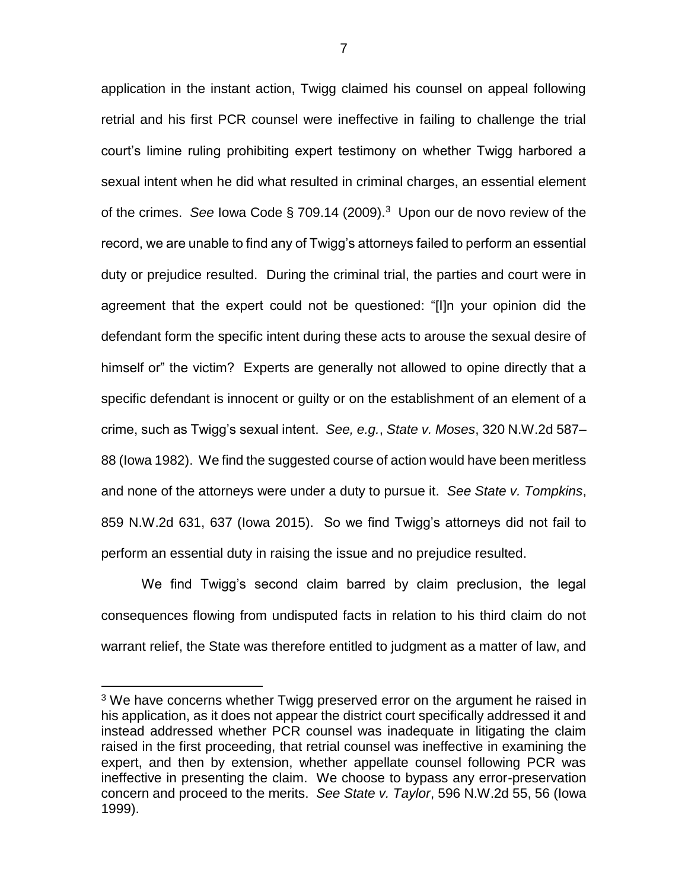application in the instant action, Twigg claimed his counsel on appeal following retrial and his first PCR counsel were ineffective in failing to challenge the trial court's limine ruling prohibiting expert testimony on whether Twigg harbored a sexual intent when he did what resulted in criminal charges, an essential element of the crimes. *See* Iowa Code § 709.14 (2009).[3] Upon our de novo review of the record, we are unable to find any of Twigg's attorneys failed to perform an essential duty or prejudice resulted. During the criminal trial, the parties and court were in agreement that the expert could not be questioned: "[I]n your opinion did the defendant form the specific intent during these acts to arouse the sexual desire of himself or" the victim? Experts are generally not allowed to opine directly that a specific defendant is innocent or guilty or on the establishment of an element of a crime, such as Twigg's sexual intent. *See, e.g.*, *State v. Moses*, 320 N.W.2d 587–88 (Iowa 1982). We find the suggested course of action would have been meritless and none of the attorneys were under a duty to pursue it. *See State v. Tompkins*, 859 N.W.2d 631, 637 (Iowa 2015). So we find Twigg's attorneys did not fail to perform an essential duty in raising the issue and no prejudice resulted.

We find Twigg's second claim barred by claim preclusion, the legal consequences flowing from undisputed facts in relation to his third claim do not warrant relief, the State was therefore entitled to judgment as a matter of law, and

---

[3] We have concerns whether Twigg preserved error on the argument he raised in his application, as it does not appear the district court specifically addressed it and instead addressed whether PCR counsel was inadequate in litigating the claim raised in the first proceeding, that retrial counsel was ineffective in examining the expert, and then by extension, whether appellate counsel following PCR was ineffective in presenting the claim. We choose to bypass any error-preservation concern and proceed to the merits. *See State v. Taylor*, 596 N.W.2d 55, 56 (Iowa 1999).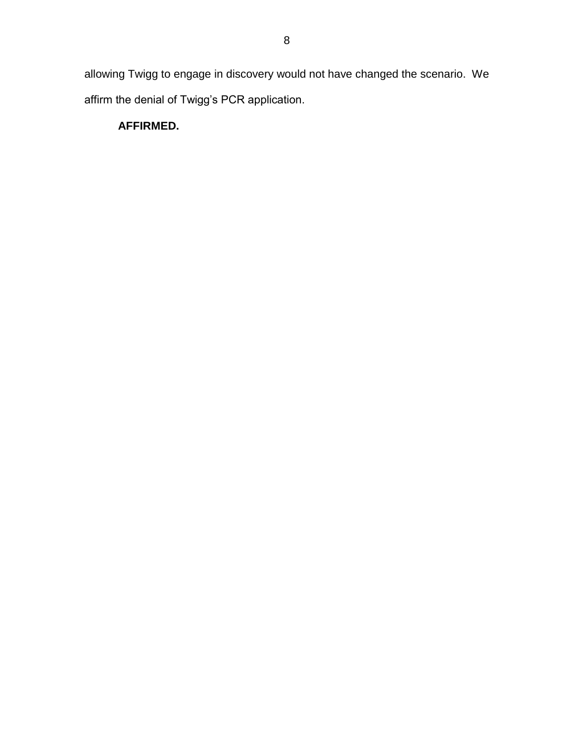allowing Twigg to engage in discovery would not have changed the scenario. We affirm the denial of Twigg's PCR application.

**AFFIRMED.**